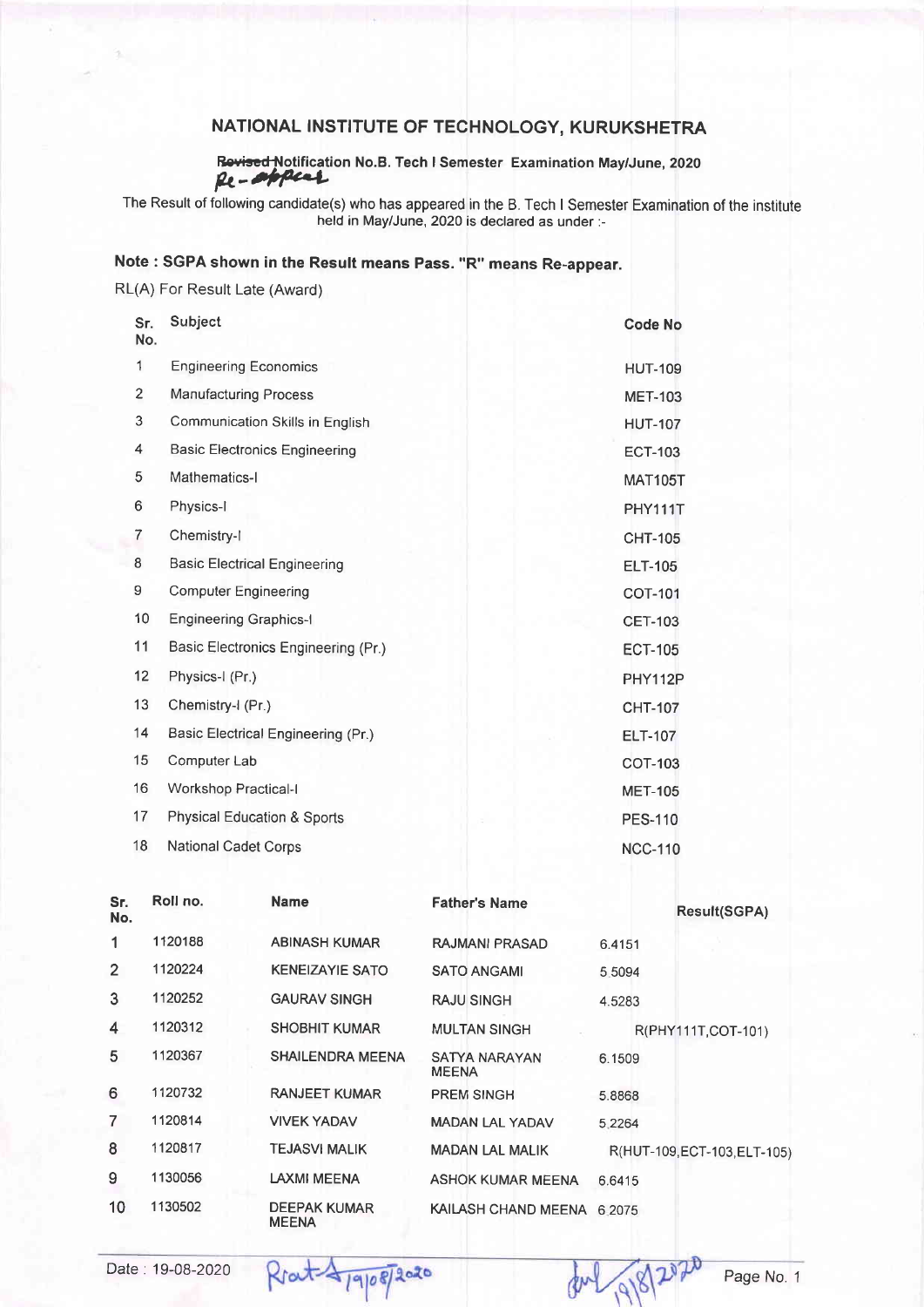# NATIONAL INSTITUTE OF TECHNOLOGY, KURUKSHETRA

~~Revised~~ Notification No.B. Tech I Semester Examination May/June, 2020
Re-appear

The Result of following candidate(s) who has appeared in the B. Tech I Semester Examination of the institute held in May/June, 2020 is declared as under :-

**Note : SGPA shown in the Result means Pass. "R" means Re-appear.**

RL(A) For Result Late (Award)

| Sr. No. | Subject | Code No |
|---|---|---|
| 1 | Engineering Economics | HUT-109 |
| 2 | Manufacturing Process | MET-103 |
| 3 | Communication Skills in English | HUT-107 |
| 4 | Basic Electronics Engineering | ECT-103 |
| 5 | Mathematics-I | MAT105T |
| 6 | Physics-I | PHY111T |
| 7 | Chemistry-I | CHT-105 |
| 8 | Basic Electrical Engineering | ELT-105 |
| 9 | Computer Engineering | COT-101 |
| 10 | Engineering Graphics-I | CET-103 |
| 11 | Basic Electronics Engineering (Pr.) | ECT-105 |
| 12 | Physics-I (Pr.) | PHY112P |
| 13 | Chemistry-I (Pr.) | CHT-107 |
| 14 | Basic Electrical Engineering (Pr.) | ELT-107 |
| 15 | Computer Lab | COT-103 |
| 16 | Workshop Practical-I | MET-105 |
| 17 | Physical Education & Sports | PES-110 |
| 18 | National Cadet Corps | NCC-110 |

| Sr. No. | Roll no. | Name | Father's Name | Result(SGPA) |
|---|---|---|---|---|
| 1 | 1120188 | ABINASH KUMAR | RAJMANI PRASAD | 6.4151 |
| 2 | 1120224 | KENEIZAYIE SATO | SATO ANGAMI | 5.5094 |
| 3 | 1120252 | GAURAV SINGH | RAJU SINGH | 4.5283 |
| 4 | 1120312 | SHOBHIT KUMAR | MULTAN SINGH | R(PHY111T,COT-101) |
| 5 | 1120367 | SHAILENDRA MEENA | SATYA NARAYAN MEENA | 6.1509 |
| 6 | 1120732 | RANJEET KUMAR | PREM SINGH | 5.8868 |
| 7 | 1120814 | VIVEK YADAV | MADAN LAL YADAV | 5.2264 |
| 8 | 1120817 | TEJASVI MALIK | MADAN LAL MALIK | R(HUT-109,ECT-103,ELT-105) |
| 9 | 1130056 | LAXMI MEENA | ASHOK KUMAR MEENA | 6.6415 |
| 10 | 1130502 | DEEPAK KUMAR MEENA | KAILASH CHAND MEENA | 6.2075 |

Date : 19-08-2020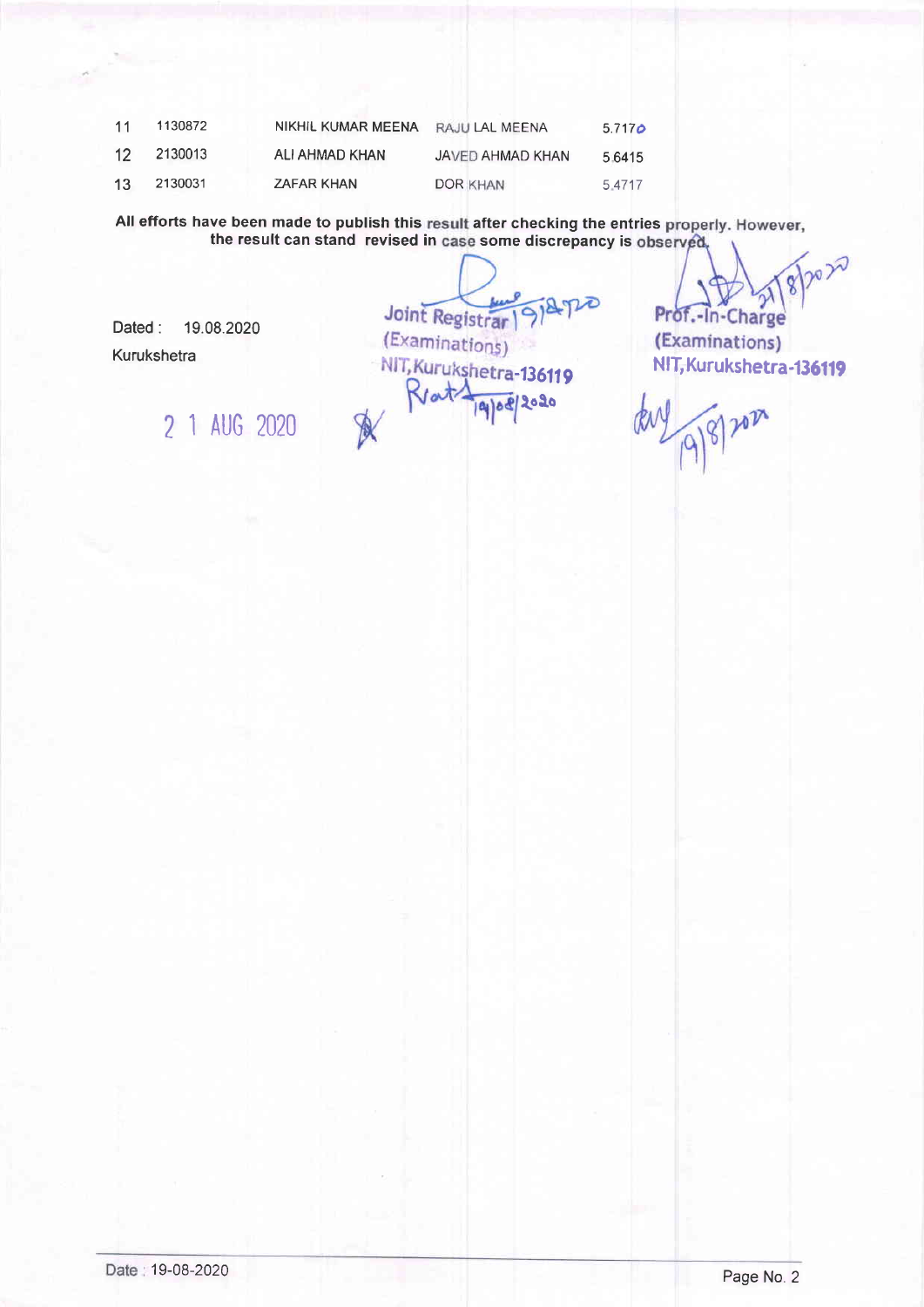| 11 | 1130872 | NIKHIL KUMAR MEENA | RAJU LAL MEENA | 5.7170 |
|---|---|---|---|---|
| 12 | 2130013 | ALI AHMAD KHAN | JAVED AHMAD KHAN | 5.6415 |
| 13 | 2130031 | ZAFAR KHAN | DOR KHAN | 5.4717 |

**All efforts have been made to publish this result after checking the entries properly. However, the result can stand revised in case some discrepancy is observed.**

Dated : 19.08.2020
Kurukshetra

21 AUG 2020

Joint Registrar 19/8/2020
(Examinations)
NIT, Kurukshetra-136119

Prof.-In-Charge 21/8/2020
(Examinations)
NIT, Kurukshetra-136119

Date : 19-08-2020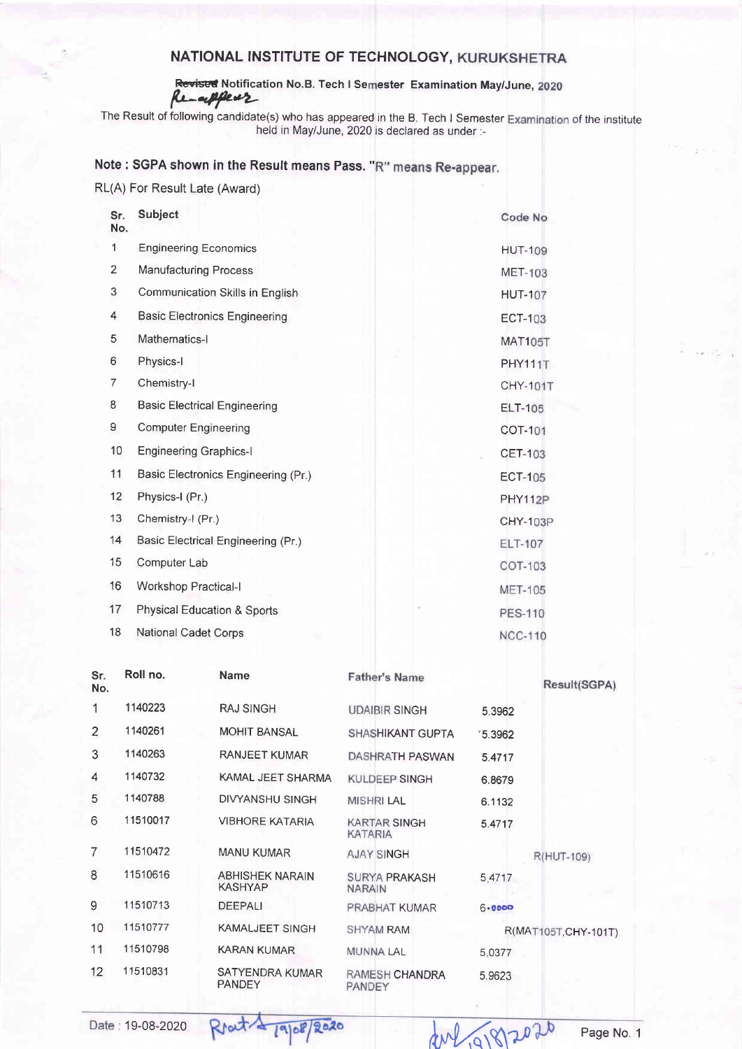# NATIONAL INSTITUTE OF TECHNOLOGY, KURUKSHETRA

~~Revised~~ Notification No.B. Tech I Semester Examination May/June, 2020
Re-appear

The Result of following candidate(s) who has appeared in the B. Tech I Semester Examination of the institute held in May/June, 2020 is declared as under :-

**Note : SGPA shown in the Result means Pass. "R" means Re-appear.**

RL(A) For Result Late (Award)

| Sr. No. | Subject | Code No |
|---|---|---|
| 1 | Engineering Economics | HUT-109 |
| 2 | Manufacturing Process | MET-103 |
| 3 | Communication Skills in English | HUT-107 |
| 4 | Basic Electronics Engineering | ECT-103 |
| 5 | Mathematics-I | MAT105T |
| 6 | Physics-I | PHY111T |
| 7 | Chemistry-I | CHY-101T |
| 8 | Basic Electrical Engineering | ELT-105 |
| 9 | Computer Engineering | COT-101 |
| 10 | Engineering Graphics-I | CET-103 |
| 11 | Basic Electronics Engineering (Pr.) | ECT-105 |
| 12 | Physics-I (Pr.) | PHY112P |
| 13 | Chemistry-I (Pr.) | CHY-103P |
| 14 | Basic Electrical Engineering (Pr.) | ELT-107 |
| 15 | Computer Lab | COT-103 |
| 16 | Workshop Practical-I | MET-105 |
| 17 | Physical Education & Sports | PES-110 |
| 18 | National Cadet Corps | NCC-110 |

| Sr. No. | Roll no. | Name | Father's Name | Result(SGPA) |
|---|---|---|---|---|
| 1 | 1140223 | RAJ SINGH | UDAIBIR SINGH | 5.3962 |
| 2 | 1140261 | MOHIT BANSAL | SHASHIKANT GUPTA | 5.3962 |
| 3 | 1140263 | RANJEET KUMAR | DASHRATH PASWAN | 5.4717 |
| 4 | 1140732 | KAMAL JEET SHARMA | KULDEEP SINGH | 6.8679 |
| 5 | 1140788 | DIVYANSHU SINGH | MISHRI LAL | 6.1132 |
| 6 | 11510017 | VIBHORE KATARIA | KARTAR SINGH KATARIA | 5.4717 |
| 7 | 11510472 | MANU KUMAR | AJAY SINGH | R(HUT-109) |
| 8 | 11510616 | ABHISHEK NARAIN KASHYAP | SURYA PRAKASH NARAIN | 5.4717 |
| 9 | 11510713 | DEEPALI | PRABHAT KUMAR | 6.0000 |
| 10 | 11510777 | KAMALJEET SINGH | SHYAM RAM | R(MAT105T,CHY-101T) |
| 11 | 11510798 | KARAN KUMAR | MUNNA LAL | 5.0377 |
| 12 | 11510831 | SATYENDRA KUMAR PANDEY | RAMESH CHANDRA PANDEY | 5.9623 |

Date : 19-08-2020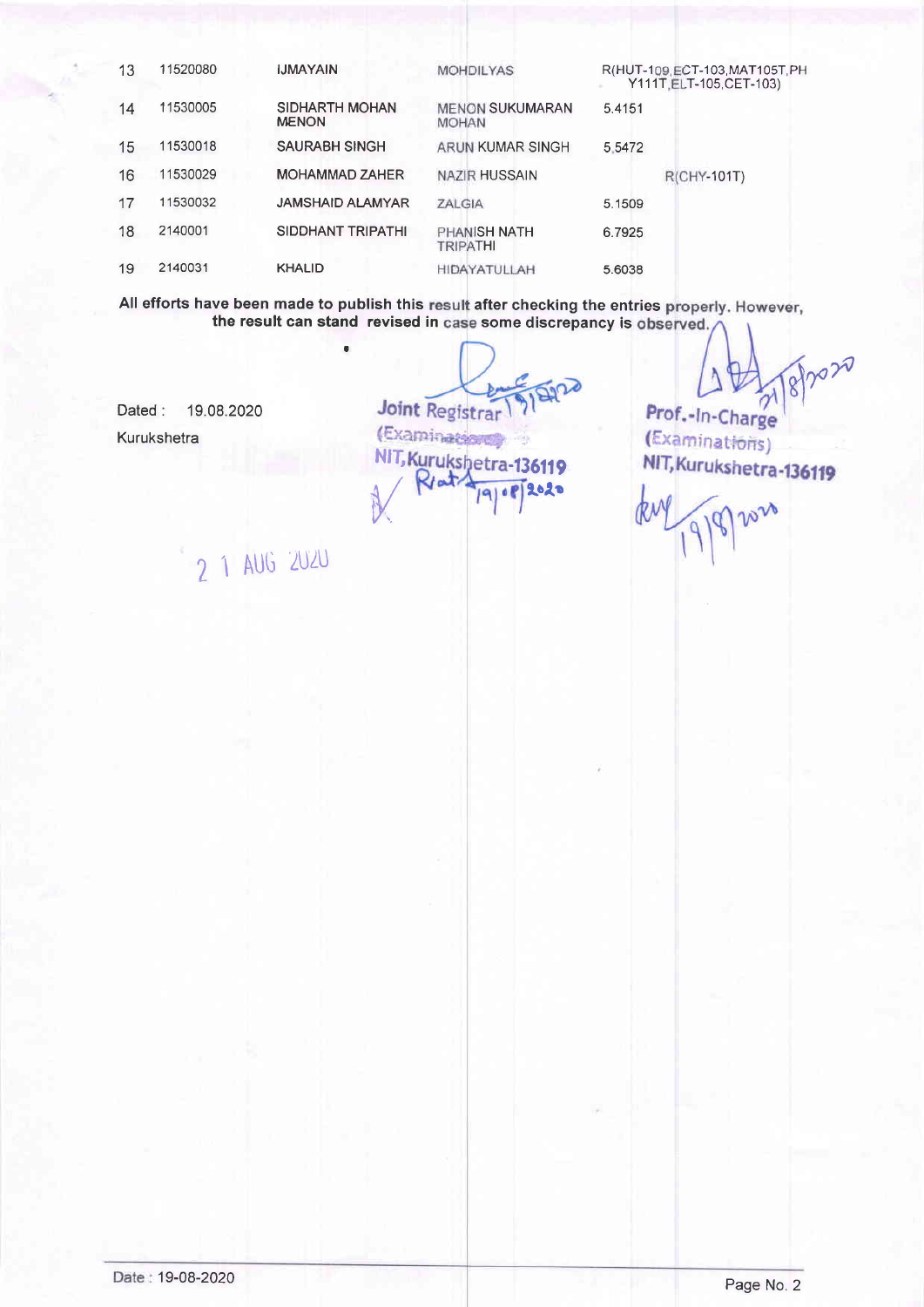| | | | | |
|---|---|---|---|---|
| 13 | 11520080 | IJMAYAIN | MOHDILYAS | R(HUT-109,ECT-103,MAT105T,PHY111T,ELT-105,CET-103) |
| 14 | 11530005 | SIDHARTH MOHAN MENON | MENON SUKUMARAN MOHAN | 5.4151 |
| 15 | 11530018 | SAURABH SINGH | ARUN KUMAR SINGH | 5.5472 |
| 16 | 11530029 | MOHAMMAD ZAHER | NAZIR HUSSAIN | R(CHY-101T) |
| 17 | 11530032 | JAMSHAID ALAMYAR | ZALGIA | 5.1509 |
| 18 | 2140001 | SIDDHANT TRIPATHI | PHANISH NATH TRIPATHI | 6.7925 |
| 19 | 2140031 | KHALID | HIDAYATULLAH | 5.6038 |

**All efforts have been made to publish this result after checking the entries properly. However, the result can stand revised in case some discrepancy is observed.**

Dated : 19.08.2020

Kurukshetra

Joint Registrar (Examinations)
NIT, Kurukshetra-136119

Prof.-In-Charge (Examinations)
NIT, Kurukshetra-136119

21 AUG 2020

Date : 19-08-2020